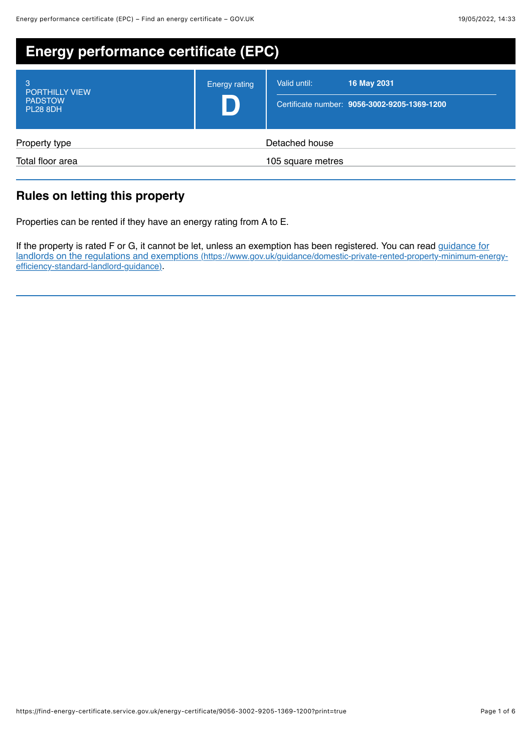# Energy performance certificate (EPC)

| 3 PORTHILLY VIEW PADSTOW PL28 8DH | Energy rating **D** | Valid until: **16 May 2031** Certificate number: **9056-3002-9205-1369-1200** |
| --- | --- | --- |

| Property type | Detached house |
| --- | --- |
| Total floor area | 105 square metres |

## Rules on letting this property

Properties can be rented if they have an energy rating from A to E.

If the property is rated F or G, it cannot be let, unless an exemption has been registered. You can read guidance for landlords on the regulations and exemptions (https://www.gov.uk/guidance/domestic-private-rented-property-minimum-energy-efficiency-standard-landlord-guidance).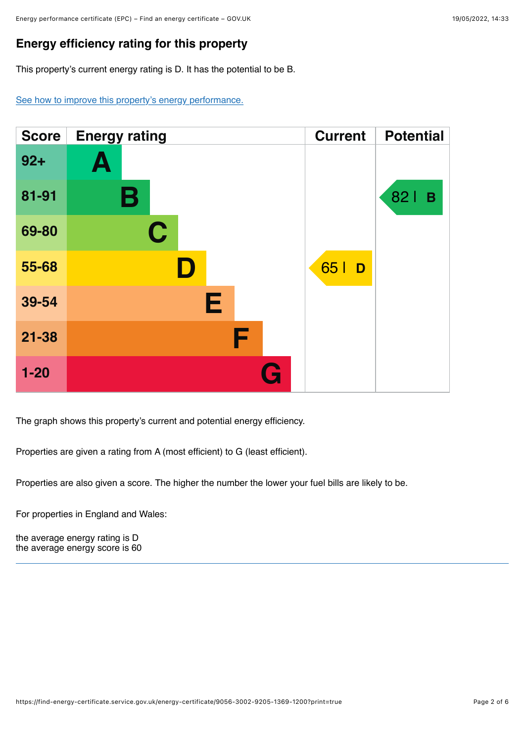## Energy efficiency rating for this property

This property's current energy rating is D. It has the potential to be B.

[See how to improve this property's energy performance.](#)

| Score | Energy rating | Current | Potential |
|---|---|---|---|
| 92+ | A | | |
| 81-91 | B | | 82 B |
| 69-80 | C | | |
| 55-68 | D | 65 D | |
| 39-54 | E | | |
| 21-38 | F | | |
| 1-20 | G | | |

The graph shows this property's current and potential energy efficiency.

Properties are given a rating from A (most efficient) to G (least efficient).

Properties are also given a score. The higher the number the lower your fuel bills are likely to be.

For properties in England and Wales:

the average energy rating is D
the average energy score is 60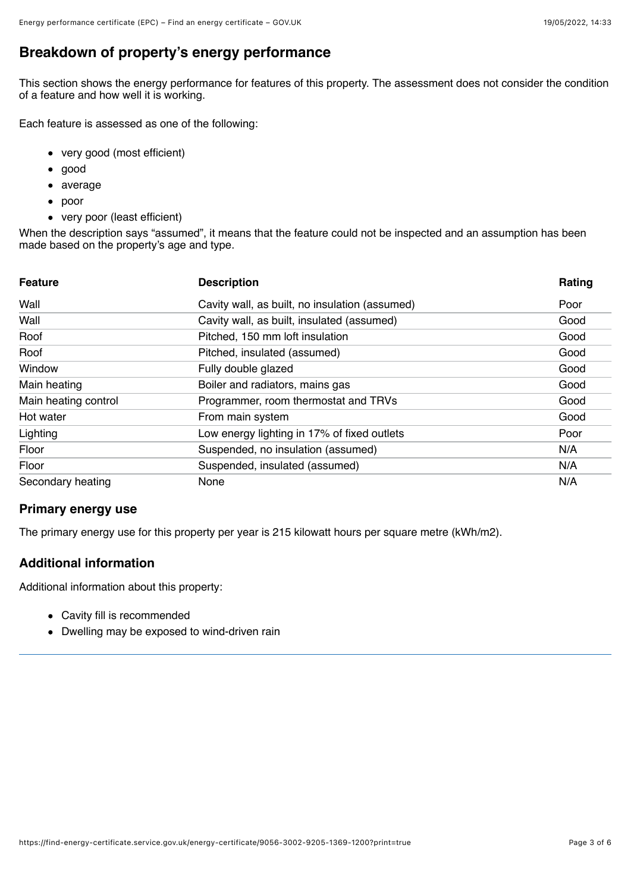## Breakdown of property's energy performance

This section shows the energy performance for features of this property. The assessment does not consider the condition of a feature and how well it is working.

Each feature is assessed as one of the following:

- very good (most efficient)
- good
- average
- poor
- very poor (least efficient)

When the description says "assumed", it means that the feature could not be inspected and an assumption has been made based on the property's age and type.

| Feature | Description | Rating |
|---|---|---|
| Wall | Cavity wall, as built, no insulation (assumed) | Poor |
| Wall | Cavity wall, as built, insulated (assumed) | Good |
| Roof | Pitched, 150 mm loft insulation | Good |
| Roof | Pitched, insulated (assumed) | Good |
| Window | Fully double glazed | Good |
| Main heating | Boiler and radiators, mains gas | Good |
| Main heating control | Programmer, room thermostat and TRVs | Good |
| Hot water | From main system | Good |
| Lighting | Low energy lighting in 17% of fixed outlets | Poor |
| Floor | Suspended, no insulation (assumed) | N/A |
| Floor | Suspended, insulated (assumed) | N/A |
| Secondary heating | None | N/A |

### Primary energy use

The primary energy use for this property per year is 215 kilowatt hours per square metre (kWh/m2).

### Additional information

Additional information about this property:

- Cavity fill is recommended
- Dwelling may be exposed to wind-driven rain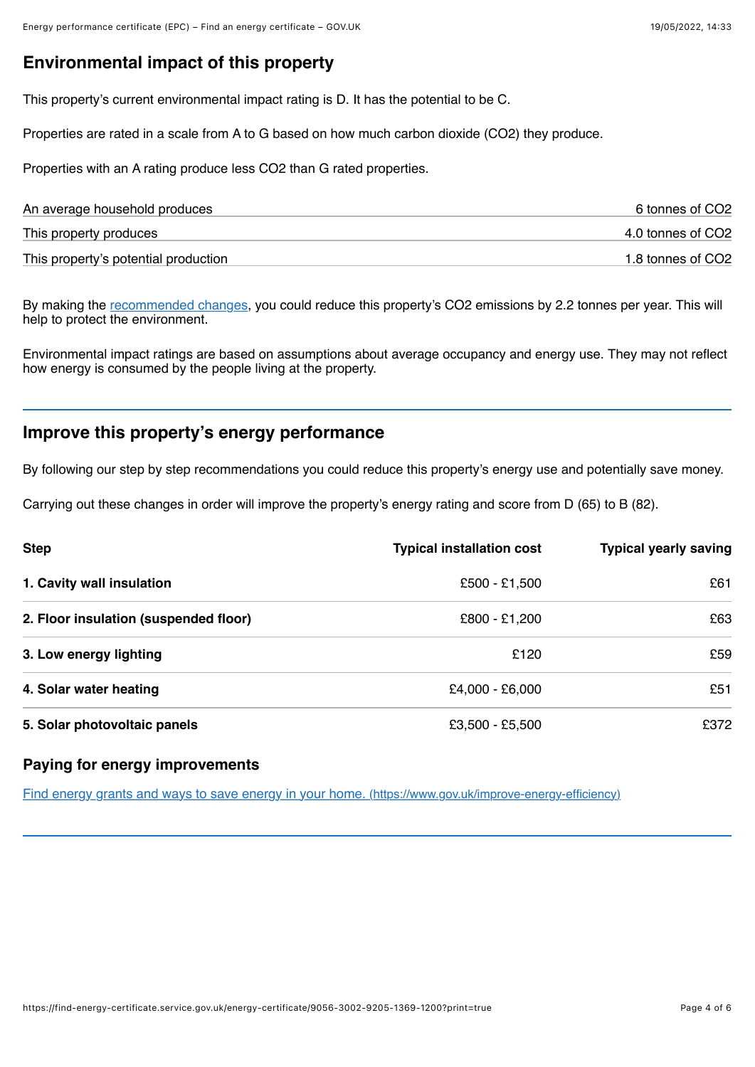## Environmental impact of this property

This property's current environmental impact rating is D. It has the potential to be C.

Properties are rated in a scale from A to G based on how much carbon dioxide ($CO_2$) they produce.

Properties with an A rating produce less $CO_2$ than G rated properties.

| | |
|---|---|
| An average household produces | 6 tonnes of $CO_2$ |
| This property produces | 4.0 tonnes of $CO_2$ |
| This property's potential production | 1.8 tonnes of $CO_2$ |

By making the recommended changes, you could reduce this property's $CO_2$ emissions by 2.2 tonnes per year. This will help to protect the environment.

Environmental impact ratings are based on assumptions about average occupancy and energy use. They may not reflect how energy is consumed by the people living at the property.

## Improve this property's energy performance

By following our step by step recommendations you could reduce this property's energy use and potentially save money.

Carrying out these changes in order will improve the property's energy rating and score from D (65) to B (82).

| Step | Typical installation cost | Typical yearly saving |
|---|---|---|
| **1. Cavity wall insulation** | £500 - £1,500 | £61 |
| **2. Floor insulation (suspended floor)** | £800 - £1,200 | £63 |
| **3. Low energy lighting** | £120 | £59 |
| **4. Solar water heating** | £4,000 - £6,000 | £51 |
| **5. Solar photovoltaic panels** | £3,500 - £5,500 | £372 |

### Paying for energy improvements

[Find energy grants and ways to save energy in your home. (https://www.gov.uk/improve-energy-efficiency)](https://www.gov.uk/improve-energy-efficiency)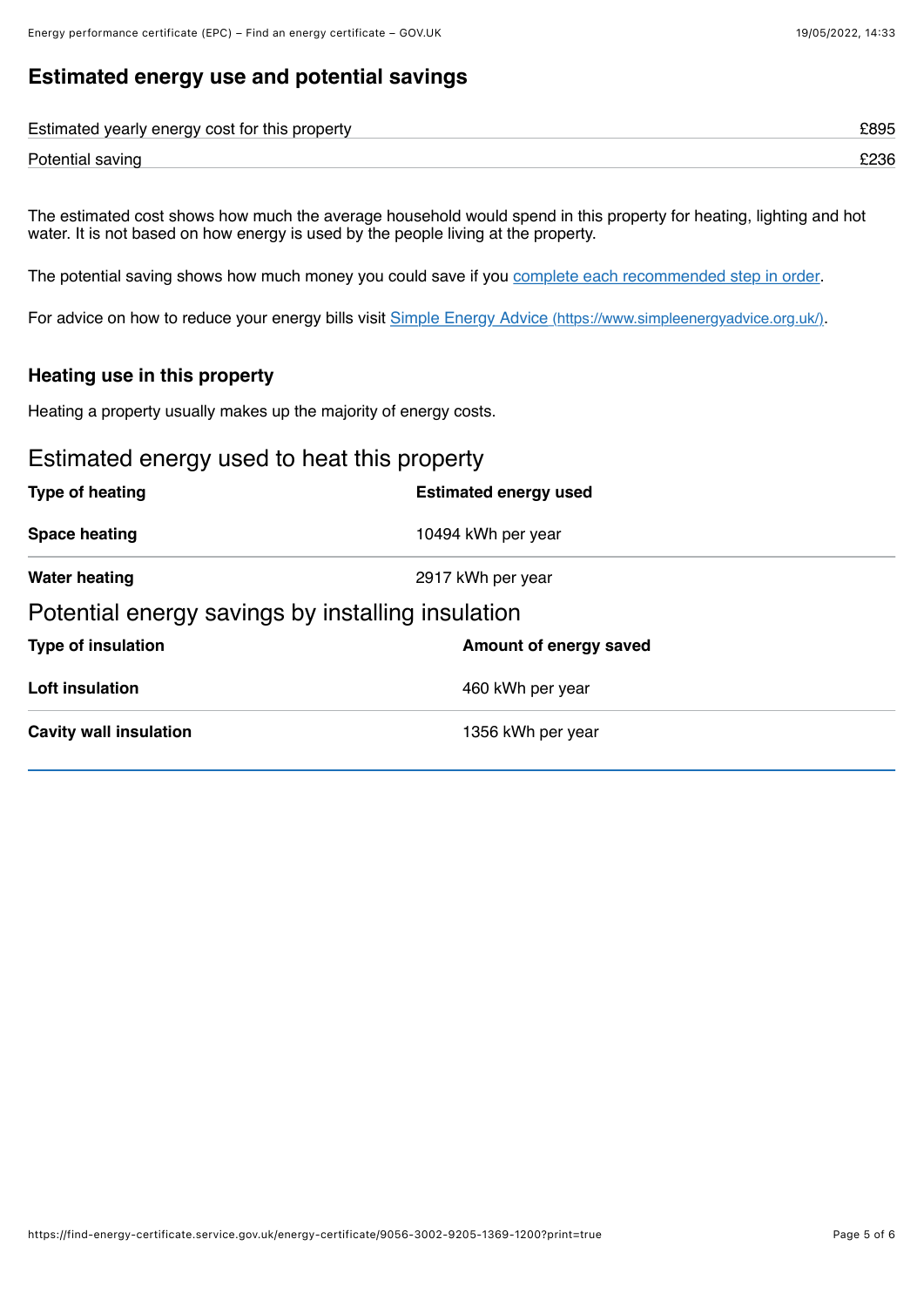## Estimated energy use and potential savings

| | |
|---|---|
| Estimated yearly energy cost for this property | £895 |
| Potential saving | £236 |

The estimated cost shows how much the average household would spend in this property for heating, lighting and hot water. It is not based on how energy is used by the people living at the property.

The potential saving shows how much money you could save if you [complete each recommended step in order](#).

For advice on how to reduce your energy bills visit [Simple Energy Advice (https://www.simpleenergyadvice.org.uk/)](https://www.simpleenergyadvice.org.uk/).

### Heating use in this property

Heating a property usually makes up the majority of energy costs.

## Estimated energy used to heat this property

| Type of heating | Estimated energy used |
|---|---|
| **Space heating** | 10494 kWh per year |
| **Water heating** | 2917 kWh per year |

## Potential energy savings by installing insulation

| Type of insulation | Amount of energy saved |
|---|---|
| **Loft insulation** | 460 kWh per year |
| **Cavity wall insulation** | 1356 kWh per year |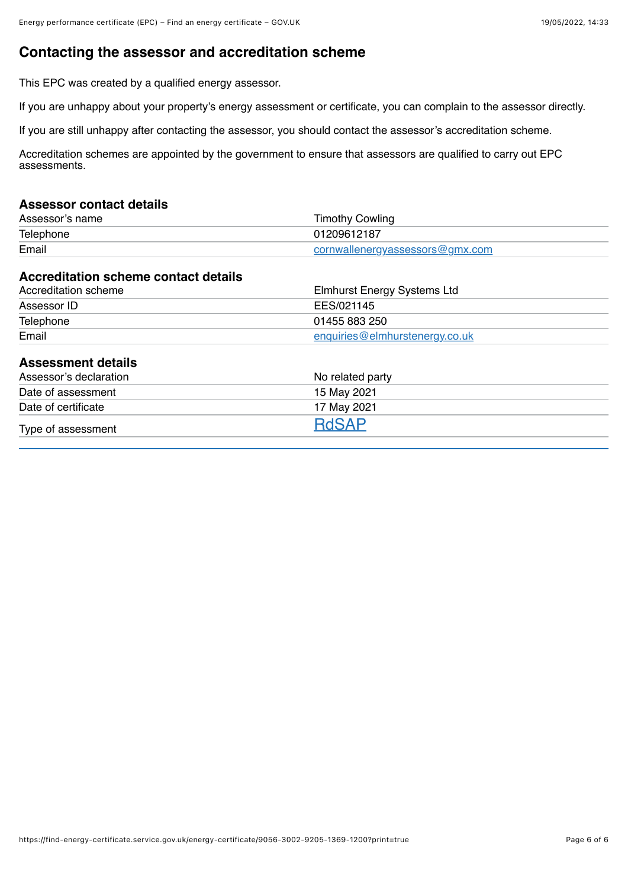## Contacting the assessor and accreditation scheme

This EPC was created by a qualified energy assessor.

If you are unhappy about your property's energy assessment or certificate, you can complain to the assessor directly.

If you are still unhappy after contacting the assessor, you should contact the assessor's accreditation scheme.

Accreditation schemes are appointed by the government to ensure that assessors are qualified to carry out EPC assessments.

### Assessor contact details

| | |
|---|---|
| Assessor's name | Timothy Cowling |
| Telephone | 01209612187 |
| Email | cornwallenergyassessors@gmx.com |

### Accreditation scheme contact details

| | |
|---|---|
| Accreditation scheme | Elmhurst Energy Systems Ltd |
| Assessor ID | EES/021145 |
| Telephone | 01455 883 250 |
| Email | enquiries@elmhurstenergy.co.uk |

### Assessment details

| | |
|---|---|
| Assessor's declaration | No related party |
| Date of assessment | 15 May 2021 |
| Date of certificate | 17 May 2021 |
| Type of assessment | RdSAP |